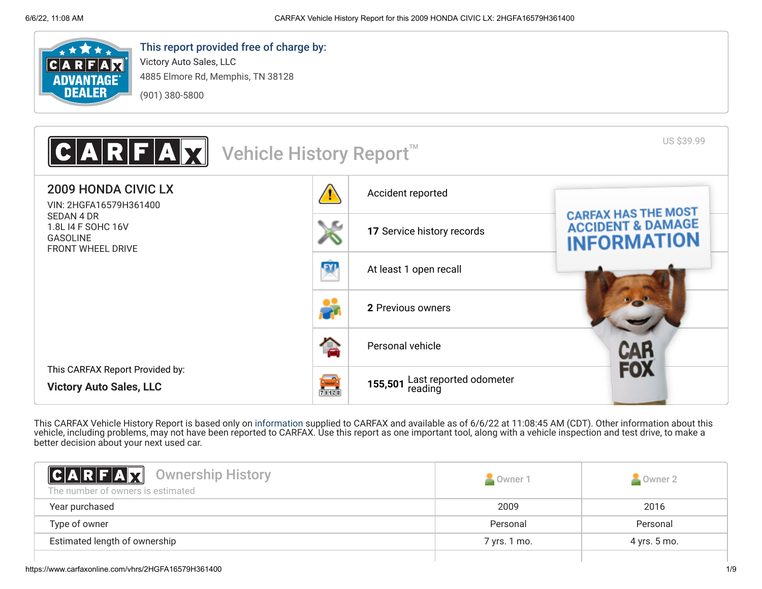**This report provided free of charge by:**
Victory Auto Sales, LLC
4885 Elmore Rd, Memphis, TN 38128
(901) 380-5800

# CARFAX Vehicle History Report™

US $39.99

## 2009 HONDA CIVIC LX

VIN: 2HGFA16579H361400
SEDAN 4 DR
1.8L I4 F SOHC 16V
GASOLINE
FRONT WHEEL DRIVE

This CARFAX Report Provided by:
**Victory Auto Sales, LLC**

- Accident reported
- **17** Service history records
- At least 1 open recall
- **2** Previous owners
- Personal vehicle
- **155,501** Last reported odometer reading

CARFAX HAS THE MOST ACCIDENT & DAMAGE INFORMATION

This CARFAX Vehicle History Report is based only on information supplied to CARFAX and available as of 6/6/22 at 11:08:45 AM (CDT). Other information about this vehicle, including problems, may not have been reported to CARFAX. Use this report as one important tool, along with a vehicle inspection and test drive, to make a better decision about your next used car.

## Ownership History

The number of owners is estimated

| | Owner 1 | Owner 2 |
|---|---|---|
| Year purchased | 2009 | 2016 |
| Type of owner | Personal | Personal |
| Estimated length of ownership | 7 yrs. 1 mo. | 4 yrs. 5 mo. |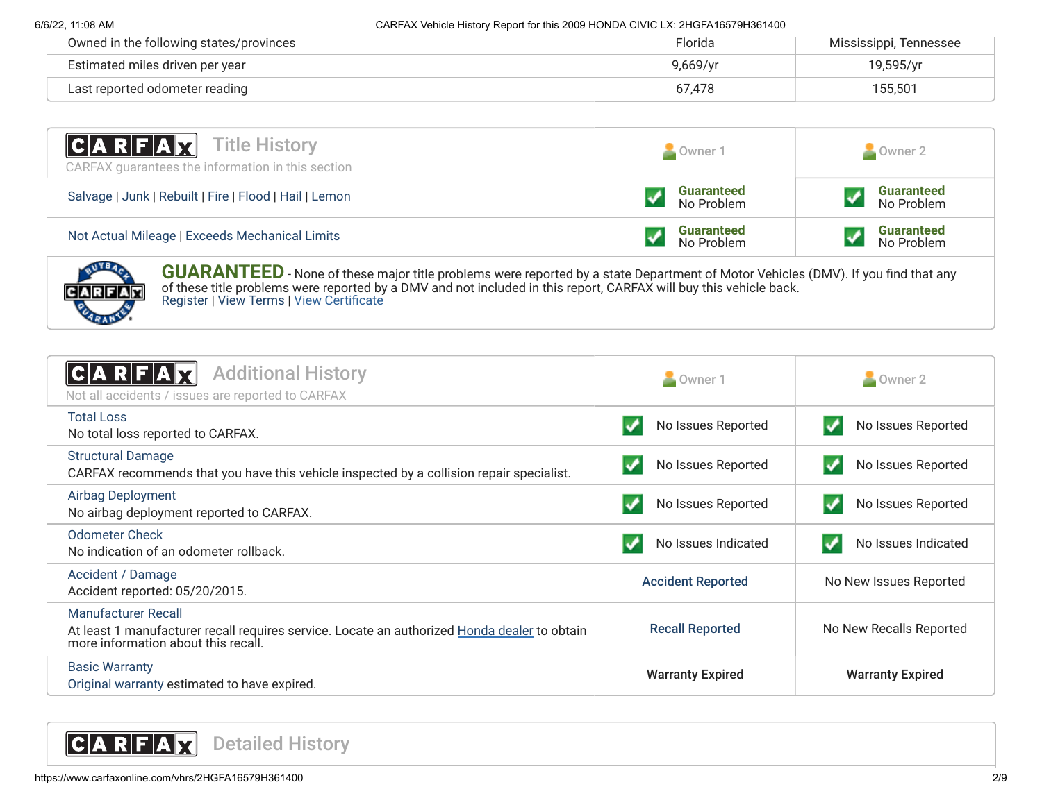| | | |
|---|---|---|
| Owned in the following states/provinces | Florida | Mississippi, Tennessee |
| Estimated miles driven per year | 9,669/yr | 19,595/yr |
| Last reported odometer reading | 67,478 | 155,501 |

## CARFAX Title History

CARFAX guarantees the information in this section

| | Owner 1 | Owner 2 |
|---|---|---|
| Salvage \| Junk \| Rebuilt \| Fire \| Flood \| Hail \| Lemon | Guaranteed No Problem | Guaranteed No Problem |
| Not Actual Mileage \| Exceeds Mechanical Limits | Guaranteed No Problem | Guaranteed No Problem |

**GUARANTEED** - None of these major title problems were reported by a state Department of Motor Vehicles (DMV). If you find that any of these title problems were reported by a DMV and not included in this report, CARFAX will buy this vehicle back.
Register | View Terms | View Certificate

## CARFAX Additional History

Not all accidents / issues are reported to CARFAX

| | Owner 1 | Owner 2 |
|---|---|---|
| Total Loss<br>No total loss reported to CARFAX. | No Issues Reported | No Issues Reported |
| Structural Damage<br>CARFAX recommends that you have this vehicle inspected by a collision repair specialist. | No Issues Reported | No Issues Reported |
| Airbag Deployment<br>No airbag deployment reported to CARFAX. | No Issues Reported | No Issues Reported |
| Odometer Check<br>No indication of an odometer rollback. | No Issues Indicated | No Issues Indicated |
| Accident / Damage<br>Accident reported: 05/20/2015. | Accident Reported | No New Issues Reported |
| Manufacturer Recall<br>At least 1 manufacturer recall requires service. Locate an authorized Honda dealer to obtain more information about this recall. | Recall Reported | No New Recalls Reported |
| Basic Warranty<br>Original warranty estimated to have expired. | Warranty Expired | Warranty Expired |

## CARFAX Detailed History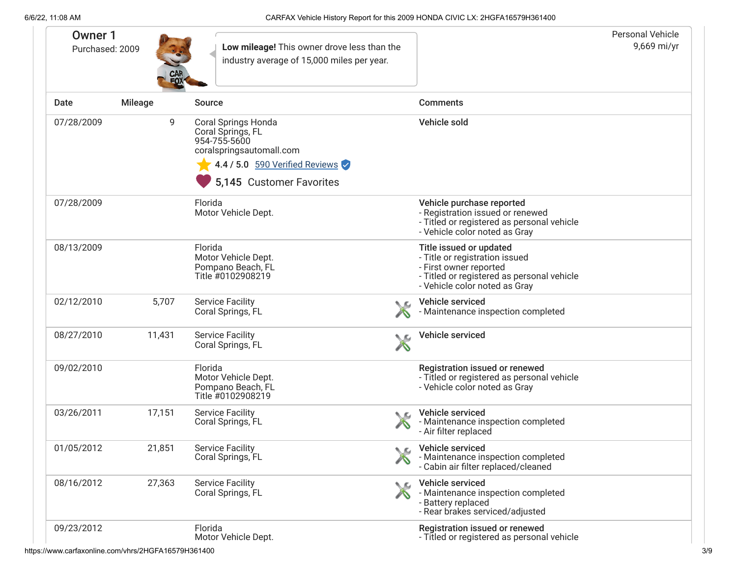## Owner 1

Purchased: 2009

**Low mileage!** This owner drove less than the industry average of 15,000 miles per year.

Personal Vehicle
9,669 mi/yr

| Date | Mileage | Source | Comments |
|---|---|---|---|
| 07/28/2009 | 9 | Coral Springs Honda<br>Coral Springs, FL<br>954-755-5600<br>coralspringsautomall.com<br>4.4 / 5.0 590 Verified Reviews<br>5,145 Customer Favorites | **Vehicle sold** |
| 07/28/2009 | | Florida<br>Motor Vehicle Dept. | **Vehicle purchase reported**<br>- Registration issued or renewed<br>- Titled or registered as personal vehicle<br>- Vehicle color noted as Gray |
| 08/13/2009 | | Florida<br>Motor Vehicle Dept.<br>Pompano Beach, FL<br>Title #0102908219 | **Title issued or updated**<br>- Title or registration issued<br>- First owner reported<br>- Titled or registered as personal vehicle<br>- Vehicle color noted as Gray |
| 02/12/2010 | 5,707 | Service Facility<br>Coral Springs, FL | **Vehicle serviced**<br>- Maintenance inspection completed |
| 08/27/2010 | 11,431 | Service Facility<br>Coral Springs, FL | **Vehicle serviced** |
| 09/02/2010 | | Florida<br>Motor Vehicle Dept.<br>Pompano Beach, FL<br>Title #0102908219 | **Registration issued or renewed**<br>- Titled or registered as personal vehicle<br>- Vehicle color noted as Gray |
| 03/26/2011 | 17,151 | Service Facility<br>Coral Springs, FL | **Vehicle serviced**<br>- Maintenance inspection completed<br>- Air filter replaced |
| 01/05/2012 | 21,851 | Service Facility<br>Coral Springs, FL | **Vehicle serviced**<br>- Maintenance inspection completed<br>- Cabin air filter replaced/cleaned |
| 08/16/2012 | 27,363 | Service Facility<br>Coral Springs, FL | **Vehicle serviced**<br>- Maintenance inspection completed<br>- Battery replaced<br>- Rear brakes serviced/adjusted |
| 09/23/2012 | | Florida<br>Motor Vehicle Dept. | **Registration issued or renewed**<br>- Titled or registered as personal vehicle |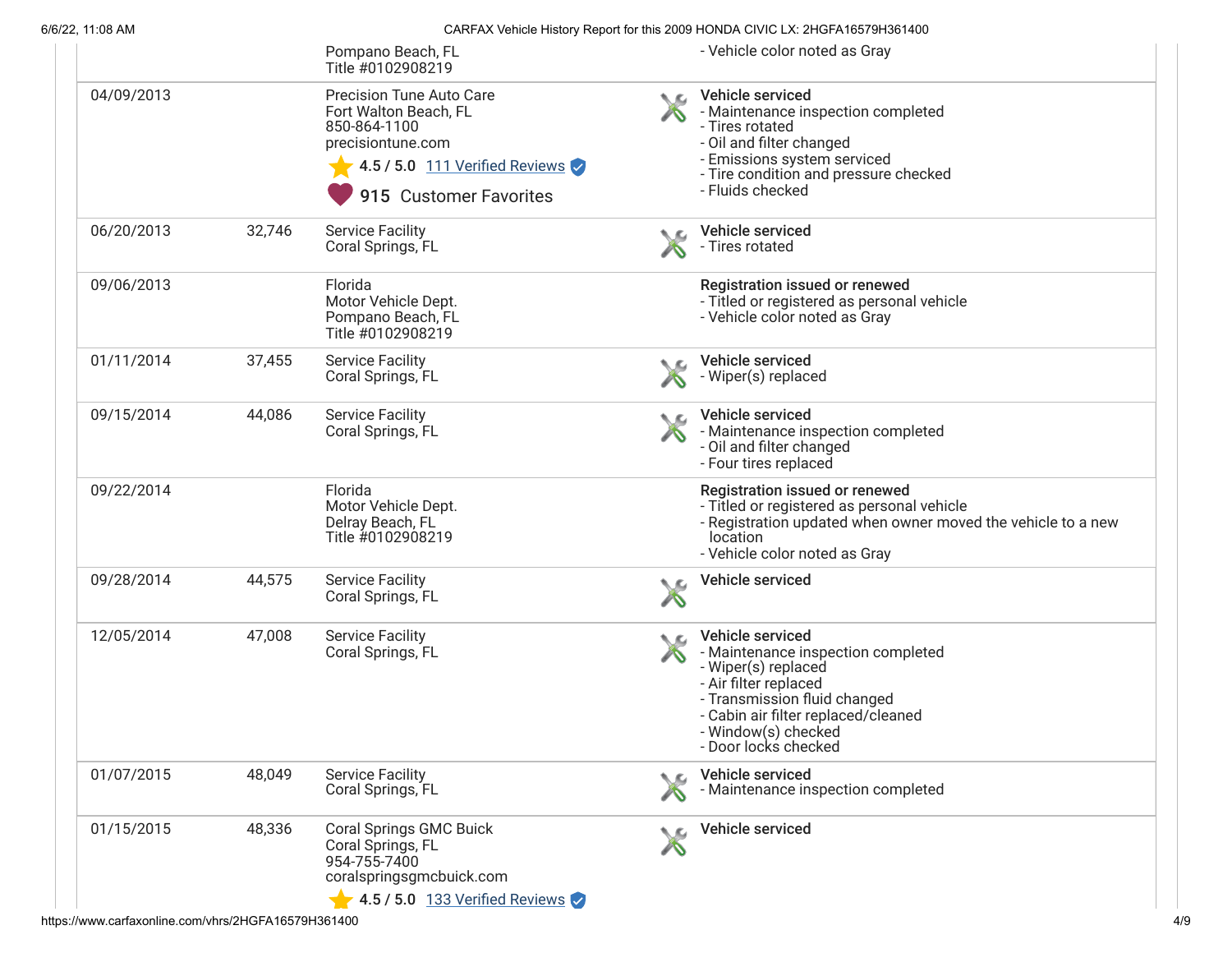| | | | |
|---|---|---|---|
| | | Pompano Beach, FL<br>Title #0102908219 | - Vehicle color noted as Gray |
| 04/09/2013 | | Precision Tune Auto Care<br>Fort Walton Beach, FL<br>850-864-1100<br>precisiontune.com<br>4.5 / 5.0 111 Verified Reviews<br>915 Customer Favorites | **Vehicle serviced**<br>- Maintenance inspection completed<br>- Tires rotated<br>- Oil and filter changed<br>- Emissions system serviced<br>- Tire condition and pressure checked<br>- Fluids checked |
| 06/20/2013 | 32,746 | Service Facility<br>Coral Springs, FL | **Vehicle serviced**<br>- Tires rotated |
| 09/06/2013 | | Florida<br>Motor Vehicle Dept.<br>Pompano Beach, FL<br>Title #0102908219 | **Registration issued or renewed**<br>- Titled or registered as personal vehicle<br>- Vehicle color noted as Gray |
| 01/11/2014 | 37,455 | Service Facility<br>Coral Springs, FL | **Vehicle serviced**<br>- Wiper(s) replaced |
| 09/15/2014 | 44,086 | Service Facility<br>Coral Springs, FL | **Vehicle serviced**<br>- Maintenance inspection completed<br>- Oil and filter changed<br>- Four tires replaced |
| 09/22/2014 | | Florida<br>Motor Vehicle Dept.<br>Delray Beach, FL<br>Title #0102908219 | **Registration issued or renewed**<br>- Titled or registered as personal vehicle<br>- Registration updated when owner moved the vehicle to a new location<br>- Vehicle color noted as Gray |
| 09/28/2014 | 44,575 | Service Facility<br>Coral Springs, FL | **Vehicle serviced** |
| 12/05/2014 | 47,008 | Service Facility<br>Coral Springs, FL | **Vehicle serviced**<br>- Maintenance inspection completed<br>- Wiper(s) replaced<br>- Air filter replaced<br>- Transmission fluid changed<br>- Cabin air filter replaced/cleaned<br>- Window(s) checked<br>- Door locks checked |
| 01/07/2015 | 48,049 | Service Facility<br>Coral Springs, FL | **Vehicle serviced**<br>- Maintenance inspection completed |
| 01/15/2015 | 48,336 | Coral Springs GMC Buick<br>Coral Springs, FL<br>954-755-7400<br>coralspringsgmcbuick.com<br>4.5 / 5.0 133 Verified Reviews | **Vehicle serviced** |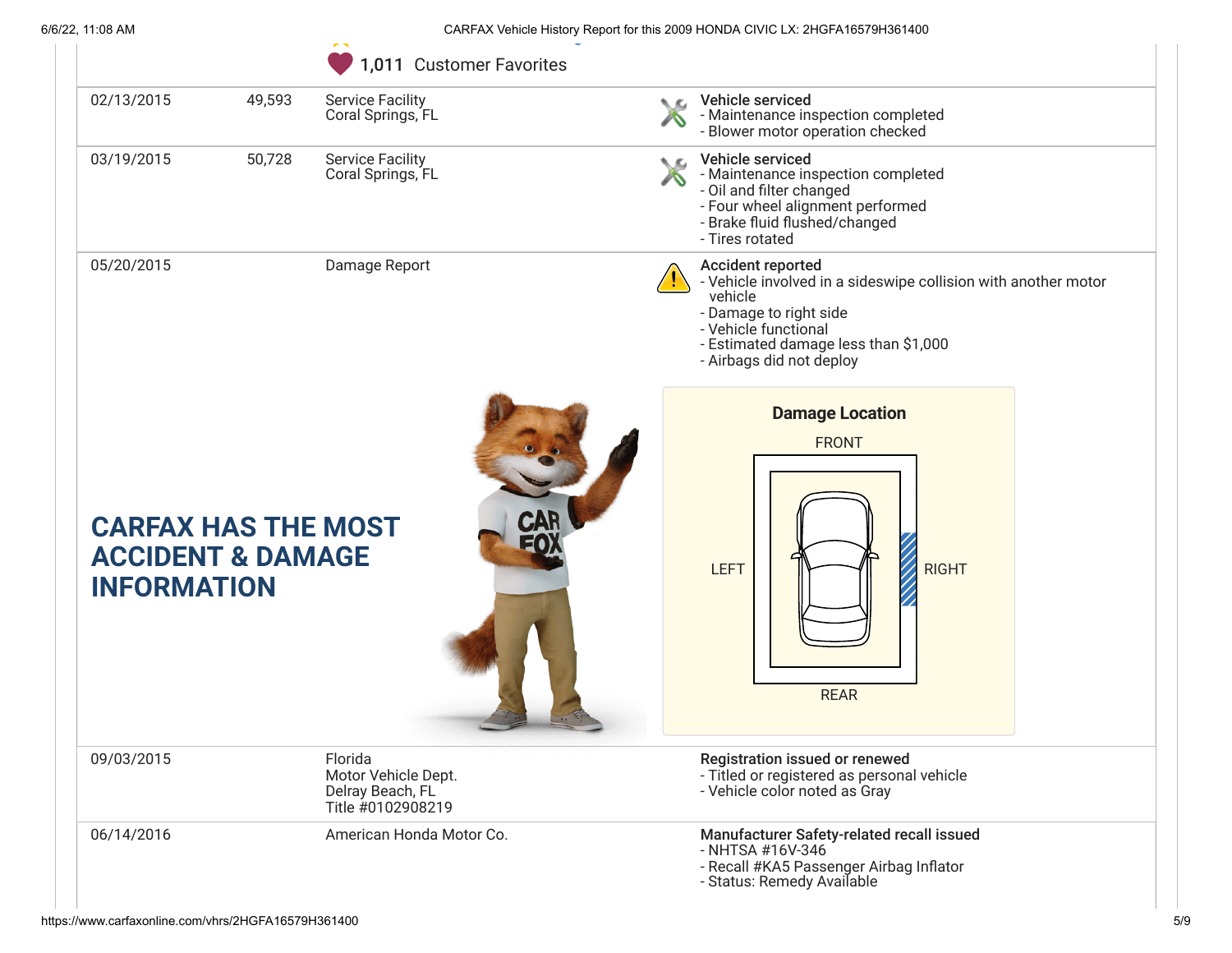1,011 Customer Favorites

| | | | |
|---|---|---|---|
| 02/13/2015 | 49,593 | Service Facility<br>Coral Springs, FL | **Vehicle serviced**<br>- Maintenance inspection completed<br>- Blower motor operation checked |
| 03/19/2015 | 50,728 | Service Facility<br>Coral Springs, FL | **Vehicle serviced**<br>- Maintenance inspection completed<br>- Oil and filter changed<br>- Four wheel alignment performed<br>- Brake fluid flushed/changed<br>- Tires rotated |
| 05/20/2015 | | Damage Report | **Accident reported**<br>- Vehicle involved in a sideswipe collision with another motor vehicle<br>- Damage to right side<br>- Vehicle functional<br>- Estimated damage less than $1,000<br>- Airbags did not deploy |
| 09/03/2015 | | Florida<br>Motor Vehicle Dept.<br>Delray Beach, FL<br>Title #0102908219 | **Registration issued or renewed**<br>- Titled or registered as personal vehicle<br>- Vehicle color noted as Gray |
| 06/14/2016 | | American Honda Motor Co. | **Manufacturer Safety-related recall issued**<br>- NHTSA #16V-346<br>- Recall #KA5 Passenger Airbag Inflator<br>- Status: Remedy Available |

**CARFAX HAS THE MOST ACCIDENT & DAMAGE INFORMATION**

**Damage Location**

FRONT

LEFT

RIGHT

REAR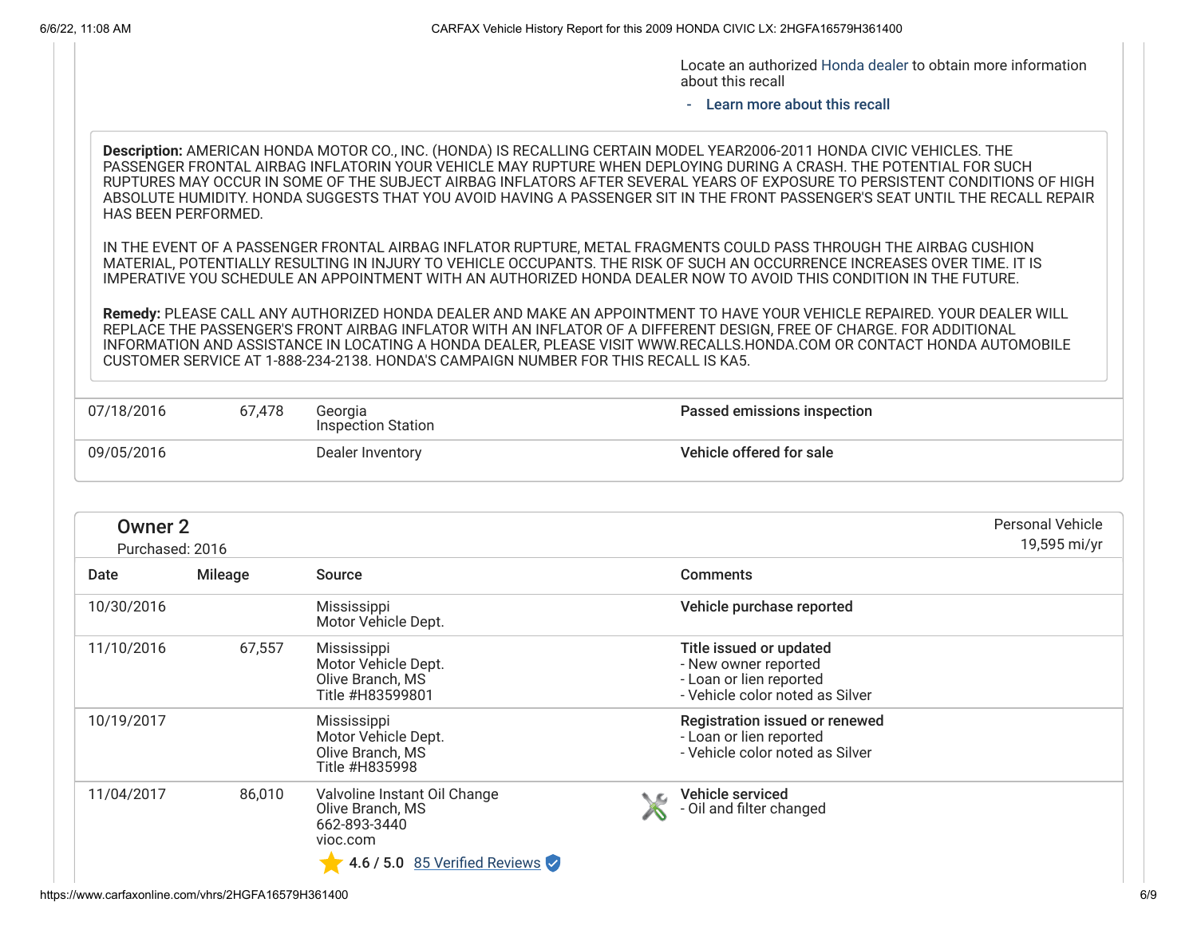Locate an authorized Honda dealer to obtain more information about this recall

- Learn more about this recall

**Description:** AMERICAN HONDA MOTOR CO., INC. (HONDA) IS RECALLING CERTAIN MODEL YEAR2006-2011 HONDA CIVIC VEHICLES. THE PASSENGER FRONTAL AIRBAG INFLATORIN YOUR VEHICLE MAY RUPTURE WHEN DEPLOYING DURING A CRASH. THE POTENTIAL FOR SUCH RUPTURES MAY OCCUR IN SOME OF THE SUBJECT AIRBAG INFLATORS AFTER SEVERAL YEARS OF EXPOSURE TO PERSISTENT CONDITIONS OF HIGH ABSOLUTE HUMIDITY. HONDA SUGGESTS THAT YOU AVOID HAVING A PASSENGER SIT IN THE FRONT PASSENGER'S SEAT UNTIL THE RECALL REPAIR HAS BEEN PERFORMED.

IN THE EVENT OF A PASSENGER FRONTAL AIRBAG INFLATOR RUPTURE, METAL FRAGMENTS COULD PASS THROUGH THE AIRBAG CUSHION MATERIAL, POTENTIALLY RESULTING IN INJURY TO VEHICLE OCCUPANTS. THE RISK OF SUCH AN OCCURRENCE INCREASES OVER TIME. IT IS IMPERATIVE YOU SCHEDULE AN APPOINTMENT WITH AN AUTHORIZED HONDA DEALER NOW TO AVOID THIS CONDITION IN THE FUTURE.

**Remedy:** PLEASE CALL ANY AUTHORIZED HONDA DEALER AND MAKE AN APPOINTMENT TO HAVE YOUR VEHICLE REPAIRED. YOUR DEALER WILL REPLACE THE PASSENGER'S FRONT AIRBAG INFLATOR WITH AN INFLATOR OF A DIFFERENT DESIGN, FREE OF CHARGE. FOR ADDITIONAL INFORMATION AND ASSISTANCE IN LOCATING A HONDA DEALER, PLEASE VISIT WWW.RECALLS.HONDA.COM OR CONTACT HONDA AUTOMOBILE CUSTOMER SERVICE AT 1-888-234-2138. HONDA'S CAMPAIGN NUMBER FOR THIS RECALL IS KA5.

| | | | |
|---|---|---|---|
| 07/18/2016 | 67,478 | Georgia<br>Inspection Station | **Passed emissions inspection** |
| 09/05/2016 | | Dealer Inventory | **Vehicle offered for sale** |

## Owner 2

Purchased: 2016

Personal Vehicle
19,595 mi/yr

| Date | Mileage | Source | Comments |
|---|---|---|---|
| 10/30/2016 | | Mississippi<br>Motor Vehicle Dept. | **Vehicle purchase reported** |
| 11/10/2016 | 67,557 | Mississippi<br>Motor Vehicle Dept.<br>Olive Branch, MS<br>Title #H83599801 | **Title issued or updated**<br>- New owner reported<br>- Loan or lien reported<br>- Vehicle color noted as Silver |
| 10/19/2017 | | Mississippi<br>Motor Vehicle Dept.<br>Olive Branch, MS<br>Title #H835998 | **Registration issued or renewed**<br>- Loan or lien reported<br>- Vehicle color noted as Silver |
| 11/04/2017 | 86,010 | Valvoline Instant Oil Change<br>Olive Branch, MS<br>662-893-3440<br>vioc.com<br>4.6 / 5.0 85 Verified Reviews | **Vehicle serviced**<br>- Oil and filter changed |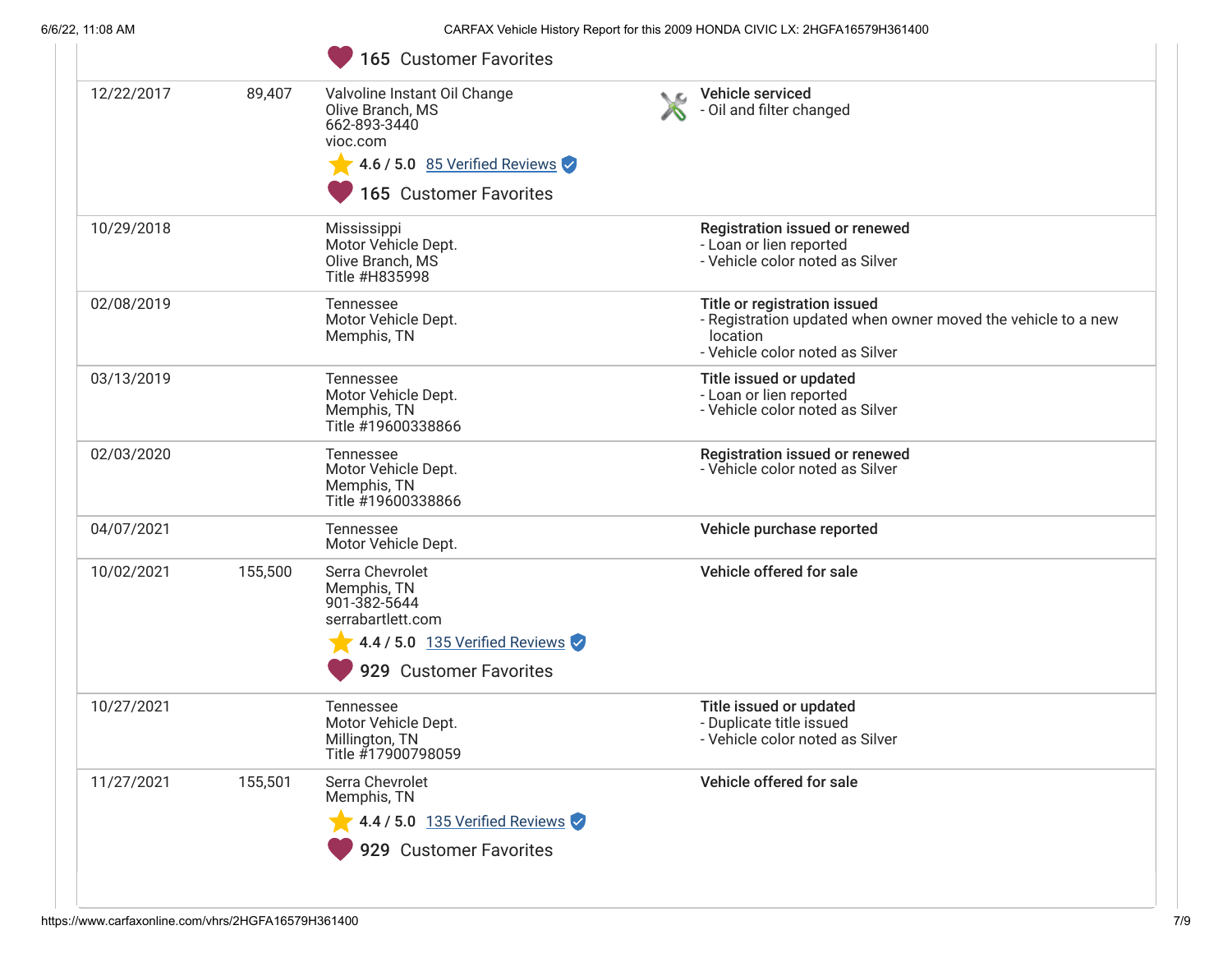| | | | |
|---|---|---|---|
| | | 165 Customer Favorites | |
| 12/22/2017 | 89,407 | Valvoline Instant Oil Change<br>Olive Branch, MS<br>662-893-3440<br>vioc.com<br>4.6 / 5.0 85 Verified Reviews<br>165 Customer Favorites | **Vehicle serviced**<br>- Oil and filter changed |
| 10/29/2018 | | Mississippi<br>Motor Vehicle Dept.<br>Olive Branch, MS<br>Title #H835998 | **Registration issued or renewed**<br>- Loan or lien reported<br>- Vehicle color noted as Silver |
| 02/08/2019 | | Tennessee<br>Motor Vehicle Dept.<br>Memphis, TN | **Title or registration issued**<br>- Registration updated when owner moved the vehicle to a new location<br>- Vehicle color noted as Silver |
| 03/13/2019 | | Tennessee<br>Motor Vehicle Dept.<br>Memphis, TN<br>Title #19600338866 | **Title issued or updated**<br>- Loan or lien reported<br>- Vehicle color noted as Silver |
| 02/03/2020 | | Tennessee<br>Motor Vehicle Dept.<br>Memphis, TN<br>Title #19600338866 | **Registration issued or renewed**<br>- Vehicle color noted as Silver |
| 04/07/2021 | | Tennessee<br>Motor Vehicle Dept. | **Vehicle purchase reported** |
| 10/02/2021 | 155,500 | Serra Chevrolet<br>Memphis, TN<br>901-382-5644<br>serrabartlett.com<br>4.4 / 5.0 135 Verified Reviews<br>929 Customer Favorites | **Vehicle offered for sale** |
| 10/27/2021 | | Tennessee<br>Motor Vehicle Dept.<br>Millington, TN<br>Title #17900798059 | **Title issued or updated**<br>- Duplicate title issued<br>- Vehicle color noted as Silver |
| 11/27/2021 | 155,501 | Serra Chevrolet<br>Memphis, TN<br>4.4 / 5.0 135 Verified Reviews<br>929 Customer Favorites | **Vehicle offered for sale** |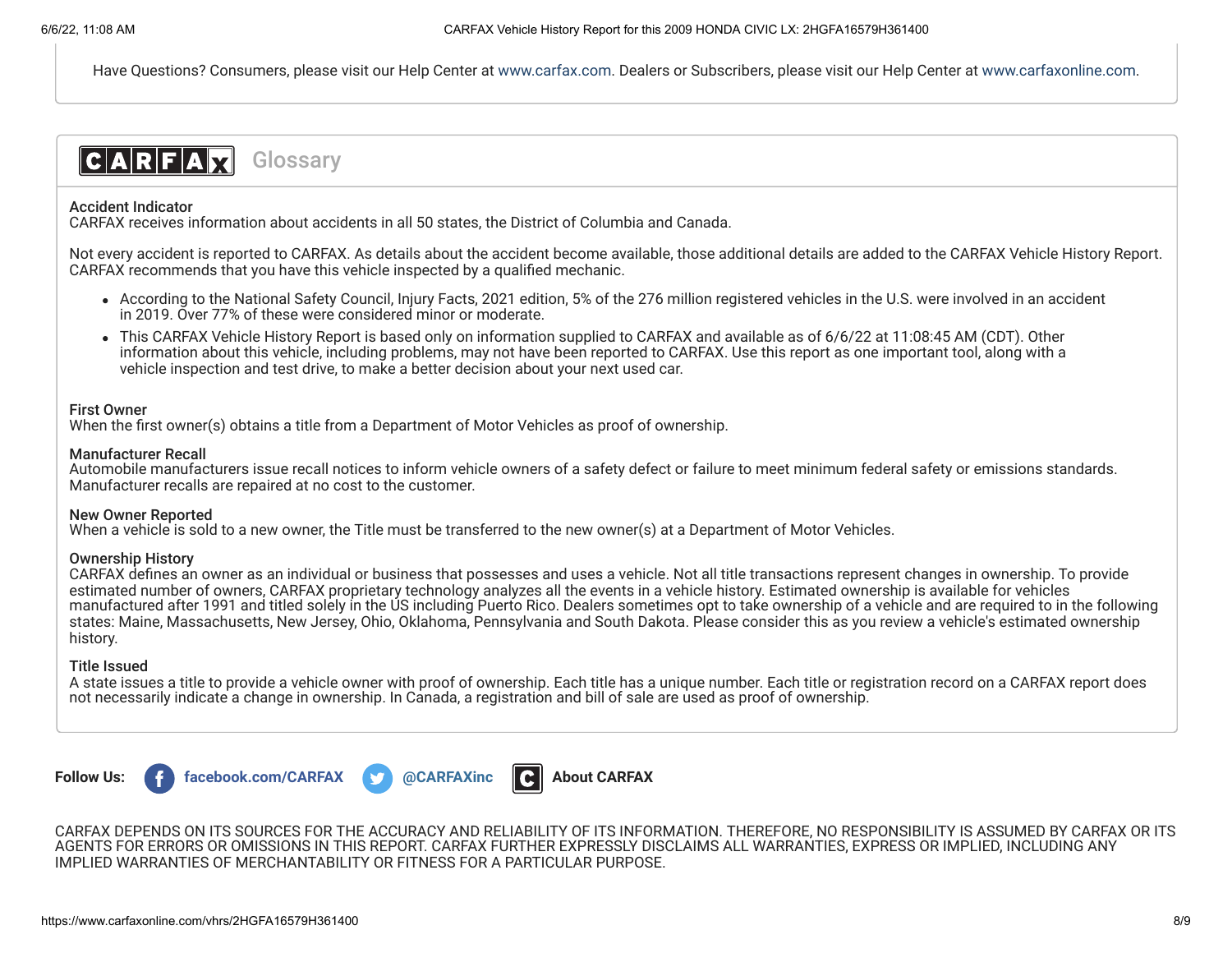Have Questions? Consumers, please visit our Help Center at www.carfax.com. Dealers or Subscribers, please visit our Help Center at www.carfaxonline.com.

## CARFAX Glossary

**Accident Indicator**
CARFAX receives information about accidents in all 50 states, the District of Columbia and Canada.

Not every accident is reported to CARFAX. As details about the accident become available, those additional details are added to the CARFAX Vehicle History Report. CARFAX recommends that you have this vehicle inspected by a qualified mechanic.

- According to the National Safety Council, Injury Facts, 2021 edition, 5% of the 276 million registered vehicles in the U.S. were involved in an accident in 2019. Over 77% of these were considered minor or moderate.
- This CARFAX Vehicle History Report is based only on information supplied to CARFAX and available as of 6/6/22 at 11:08:45 AM (CDT). Other information about this vehicle, including problems, may not have been reported to CARFAX. Use this report as one important tool, along with a vehicle inspection and test drive, to make a better decision about your next used car.

**First Owner**
When the first owner(s) obtains a title from a Department of Motor Vehicles as proof of ownership.

**Manufacturer Recall**
Automobile manufacturers issue recall notices to inform vehicle owners of a safety defect or failure to meet minimum federal safety or emissions standards. Manufacturer recalls are repaired at no cost to the customer.

**New Owner Reported**
When a vehicle is sold to a new owner, the Title must be transferred to the new owner(s) at a Department of Motor Vehicles.

**Ownership History**
CARFAX defines an owner as an individual or business that possesses and uses a vehicle. Not all title transactions represent changes in ownership. To provide estimated number of owners, CARFAX proprietary technology analyzes all the events in a vehicle history. Estimated ownership is available for vehicles manufactured after 1991 and titled solely in the US including Puerto Rico. Dealers sometimes opt to take ownership of a vehicle and are required to in the following states: Maine, Massachusetts, New Jersey, Ohio, Oklahoma, Pennsylvania and South Dakota. Please consider this as you review a vehicle's estimated ownership history.

**Title Issued**
A state issues a title to provide a vehicle owner with proof of ownership. Each title has a unique number. Each title or registration record on a CARFAX report does not necessarily indicate a change in ownership. In Canada, a registration and bill of sale are used as proof of ownership.

**Follow Us:** facebook.com/CARFAX @CARFAXinc About CARFAX

CARFAX DEPENDS ON ITS SOURCES FOR THE ACCURACY AND RELIABILITY OF ITS INFORMATION. THEREFORE, NO RESPONSIBILITY IS ASSUMED BY CARFAX OR ITS AGENTS FOR ERRORS OR OMISSIONS IN THIS REPORT. CARFAX FURTHER EXPRESSLY DISCLAIMS ALL WARRANTIES, EXPRESS OR IMPLIED, INCLUDING ANY IMPLIED WARRANTIES OF MERCHANTABILITY OR FITNESS FOR A PARTICULAR PURPOSE.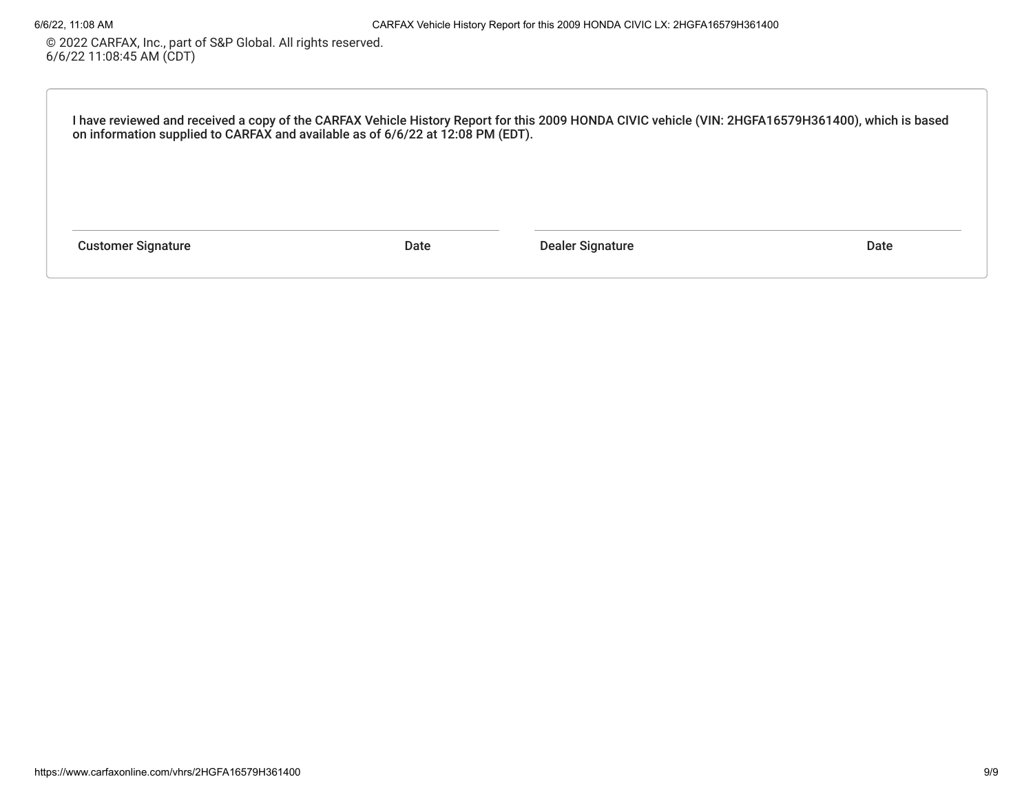© 2022 CARFAX, Inc., part of S&P Global. All rights reserved.
6/6/22 11:08:45 AM (CDT)

**I have reviewed and received a copy of the CARFAX Vehicle History Report for this 2009 HONDA CIVIC vehicle (VIN: 2HGFA16579H361400), which is based on information supplied to CARFAX and available as of 6/6/22 at 12:08 PM (EDT).**

| | | | |
|---|---|---|---|
| Customer Signature | Date | Dealer Signature | Date |